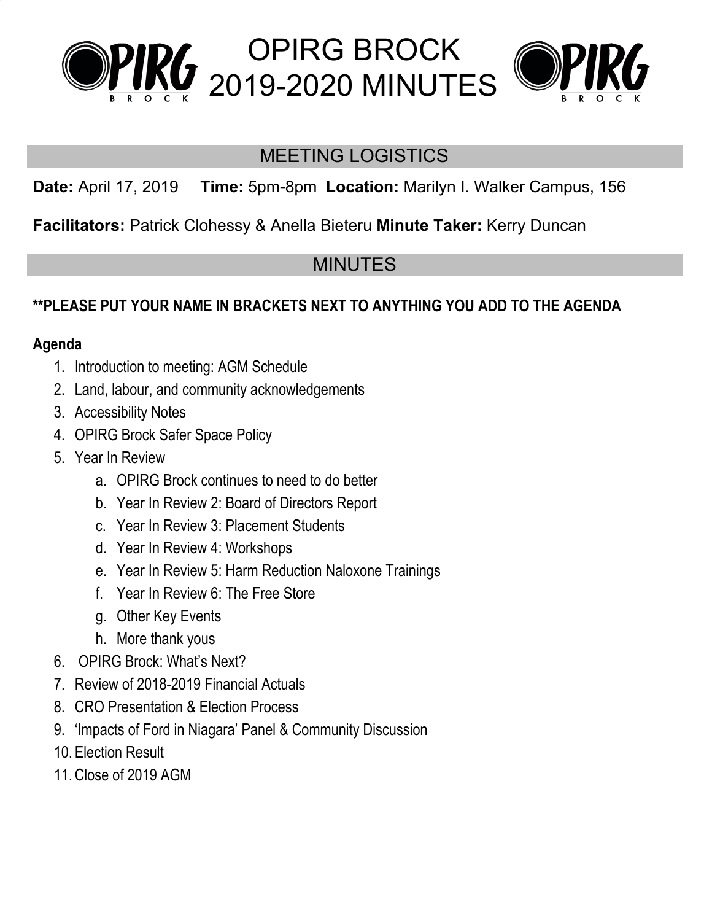# OPIRG BROCK 2019-2020 MINUTES

## MEETING LOGISTICS

**Date:** April 17, 2019 **Time:** 5pm-8pm **Location:** Marilyn I. Walker Campus, 156

**Facilitators:** Patrick Clohessy & Anella Bieteru **Minute Taker:** Kerry Duncan

## MINUTES

**PLEASE PUT YOUR NAME IN BRACKETS NEXT TO ANYTHING YOU ADD TO THE AGENDA**

**Agenda**

1. Introduction to meeting: AGM Schedule
2. Land, labour, and community acknowledgements
3. Accessibility Notes
4. OPIRG Brock Safer Space Policy
5. Year In Review
   a. OPIRG Brock continues to need to do better
   b. Year In Review 2: Board of Directors Report
   c. Year In Review 3: Placement Students
   d. Year In Review 4: Workshops
   e. Year In Review 5: Harm Reduction Naloxone Trainings
   f. Year In Review 6: The Free Store
   g. Other Key Events
   h. More thank yous
6. OPIRG Brock: What's Next?
7. Review of 2018-2019 Financial Actuals
8. CRO Presentation & Election Process
9. 'Impacts of Ford in Niagara' Panel & Community Discussion
10. Election Result
11. Close of 2019 AGM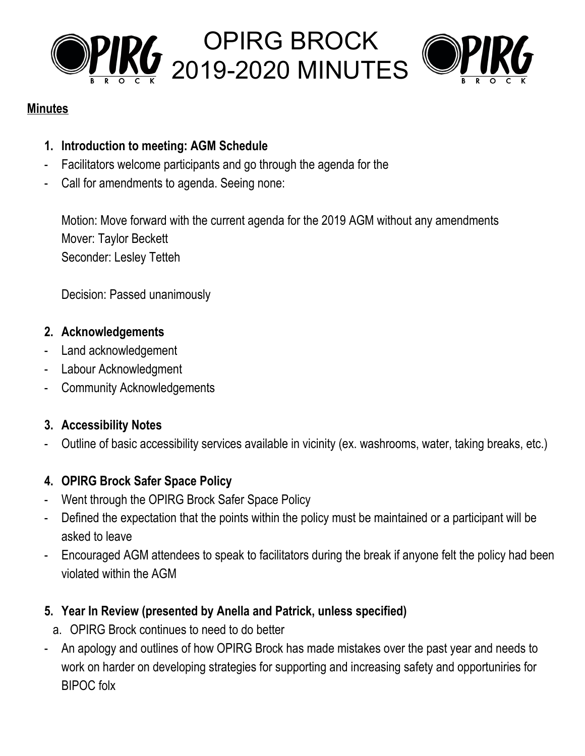# OPIRG BROCK 2019-2020 MINUTES

**Minutes**

1. **Introduction to meeting: AGM Schedule**
- Facilitators welcome participants and go through the agenda for the
- Call for amendments to agenda. Seeing none:

  Motion: Move forward with the current agenda for the 2019 AGM without any amendments
  Mover: Taylor Beckett
  Seconder: Lesley Tetteh

  Decision: Passed unanimously

2. **Acknowledgements**
- Land acknowledgement
- Labour Acknowledgment
- Community Acknowledgements

3. **Accessibility Notes**
- Outline of basic accessibility services available in vicinity (ex. washrooms, water, taking breaks, etc.)

4. **OPIRG Brock Safer Space Policy**
- Went through the OPIRG Brock Safer Space Policy
- Defined the expectation that the points within the policy must be maintained or a participant will be asked to leave
- Encouraged AGM attendees to speak to facilitators during the break if anyone felt the policy had been violated within the AGM

5. **Year In Review (presented by Anella and Patrick, unless specified)**
   a. OPIRG Brock continues to need to do better
- An apology and outlines of how OPIRG Brock has made mistakes over the past year and needs to work on harder on developing strategies for supporting and increasing safety and opportunires for BIPOC folx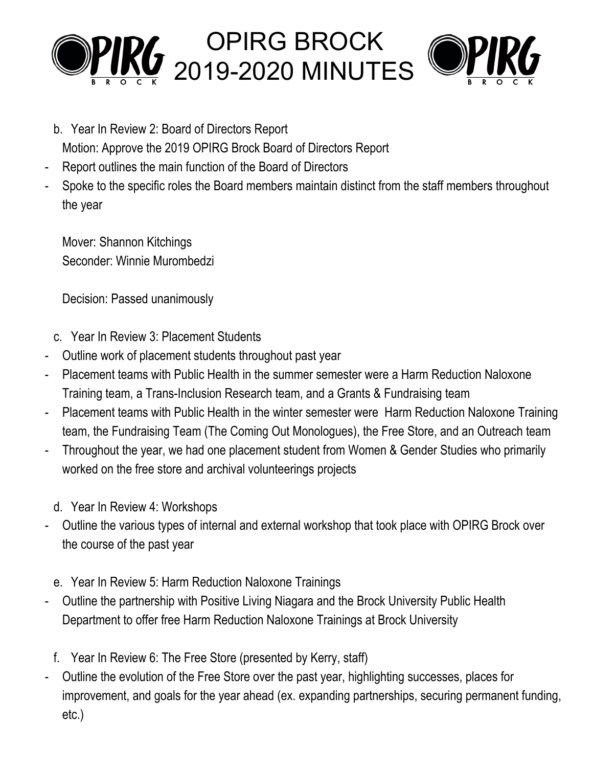b. Year In Review 2: Board of Directors Report

Motion: Approve the 2019 OPIRG Brock Board of Directors Report

- Report outlines the main function of the Board of Directors
- Spoke to the specific roles the Board members maintain distinct from the staff members throughout the year

Mover: Shannon Kitchings
Seconder: Winnie Murombedzi

Decision: Passed unanimously

c. Year In Review 3: Placement Students

- Outline work of placement students throughout past year
- Placement teams with Public Health in the summer semester were a Harm Reduction Naloxone Training team, a Trans-Inclusion Research team, and a Grants & Fundraising team
- Placement teams with Public Health in the winter semester were Harm Reduction Naloxone Training team, the Fundraising Team (The Coming Out Monologues), the Free Store, and an Outreach team
- Throughout the year, we had one placement student from Women & Gender Studies who primarily worked on the free store and archival volunteerings projects

d. Year In Review 4: Workshops

- Outline the various types of internal and external workshop that took place with OPIRG Brock over the course of the past year

e. Year In Review 5: Harm Reduction Naloxone Trainings

- Outline the partnership with Positive Living Niagara and the Brock University Public Health Department to offer free Harm Reduction Naloxone Trainings at Brock University

f. Year In Review 6: The Free Store (presented by Kerry, staff)

- Outline the evolution of the Free Store over the past year, highlighting successes, places for improvement, and goals for the year ahead (ex. expanding partnerships, securing permanent funding, etc.)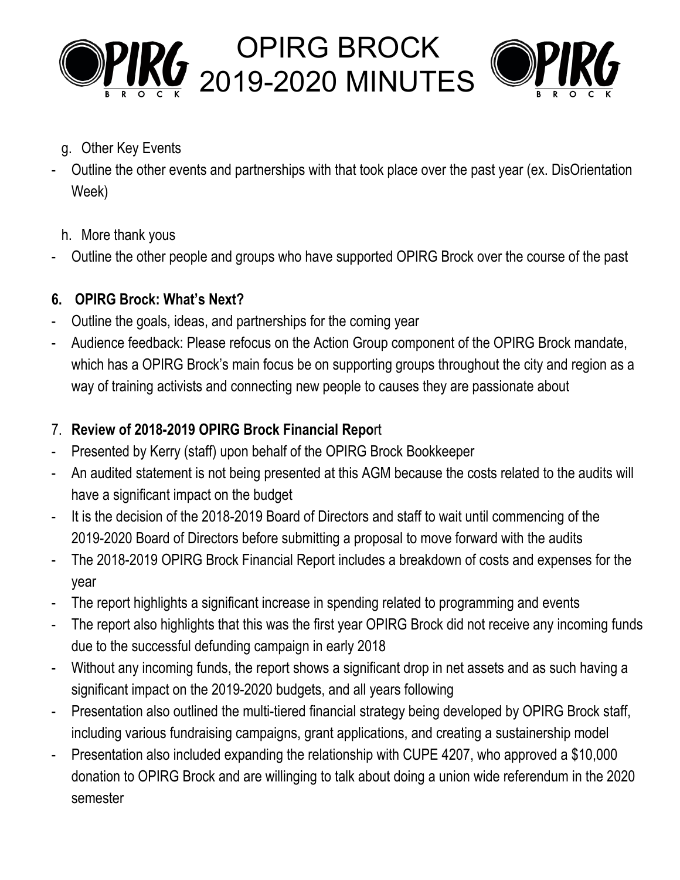g. Other Key Events

- Outline the other events and partnerships with that took place over the past year (ex. DisOrientation Week)

h. More thank yous

- Outline the other people and groups who have supported OPIRG Brock over the course of the past

**6. OPIRG Brock: What's Next?**

- Outline the goals, ideas, and partnerships for the coming year
- Audience feedback: Please refocus on the Action Group component of the OPIRG Brock mandate, which has a OPIRG Brock's main focus be on supporting groups throughout the city and region as a way of training activists and connecting new people to causes they are passionate about

7. **Review of 2018-2019 OPIRG Brock Financial Repo**rt

- Presented by Kerry (staff) upon behalf of the OPIRG Brock Bookkeeper
- An audited statement is not being presented at this AGM because the costs related to the audits will have a significant impact on the budget
- It is the decision of the 2018-2019 Board of Directors and staff to wait until commencing of the 2019-2020 Board of Directors before submitting a proposal to move forward with the audits
- The 2018-2019 OPIRG Brock Financial Report includes a breakdown of costs and expenses for the year
- The report highlights a significant increase in spending related to programming and events
- The report also highlights that this was the first year OPIRG Brock did not receive any incoming funds due to the successful defunding campaign in early 2018
- Without any incoming funds, the report shows a significant drop in net assets and as such having a significant impact on the 2019-2020 budgets, and all years following
- Presentation also outlined the multi-tiered financial strategy being developed by OPIRG Brock staff, including various fundraising campaigns, grant applications, and creating a sustainership model
- Presentation also included expanding the relationship with CUPE 4207, who approved a $10,000 donation to OPIRG Brock and are willinging to talk about doing a union wide referendum in the 2020 semester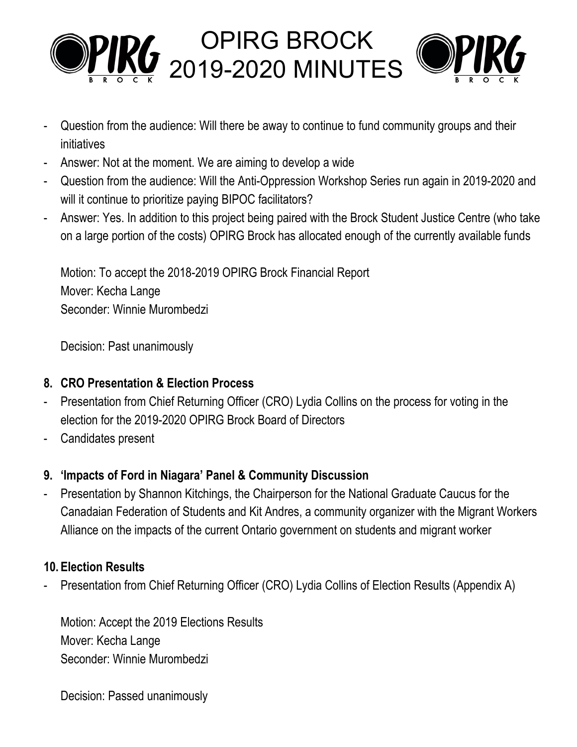- Question from the audience: Will there be away to continue to fund community groups and their initiatives
- Answer: Not at the moment. We are aiming to develop a wide
- Question from the audience: Will the Anti-Oppression Workshop Series run again in 2019-2020 and will it continue to prioritize paying BIPOC facilitators?
- Answer: Yes. In addition to this project being paired with the Brock Student Justice Centre (who take on a large portion of the costs) OPIRG Brock has allocated enough of the currently available funds

Motion: To accept the 2018-2019 OPIRG Brock Financial Report
Mover: Kecha Lange
Seconder: Winnie Murombedzi

Decision: Past unanimously

**8. CRO Presentation & Election Process**

- Presentation from Chief Returning Officer (CRO) Lydia Collins on the process for voting in the election for the 2019-2020 OPIRG Brock Board of Directors
- Candidates present

**9. 'Impacts of Ford in Niagara' Panel & Community Discussion**

- Presentation by Shannon Kitchings, the Chairperson for the National Graduate Caucus for the Canadaian Federation of Students and Kit Andres, a community organizer with the Migrant Workers Alliance on the impacts of the current Ontario government on students and migrant worker

**10. Election Results**

- Presentation from Chief Returning Officer (CRO) Lydia Collins of Election Results (Appendix A)

Motion: Accept the 2019 Elections Results
Mover: Kecha Lange
Seconder: Winnie Murombedzi

Decision: Passed unanimously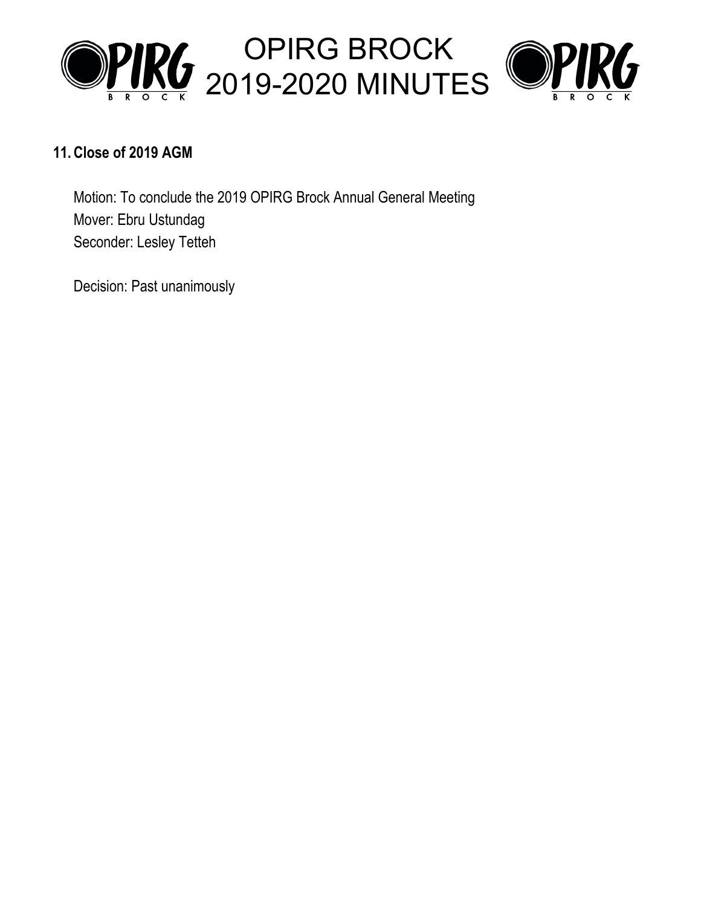## 11. Close of 2019 AGM

Motion: To conclude the 2019 OPIRG Brock Annual General Meeting
Mover: Ebru Ustundag
Seconder: Lesley Tetteh

Decision: Past unanimously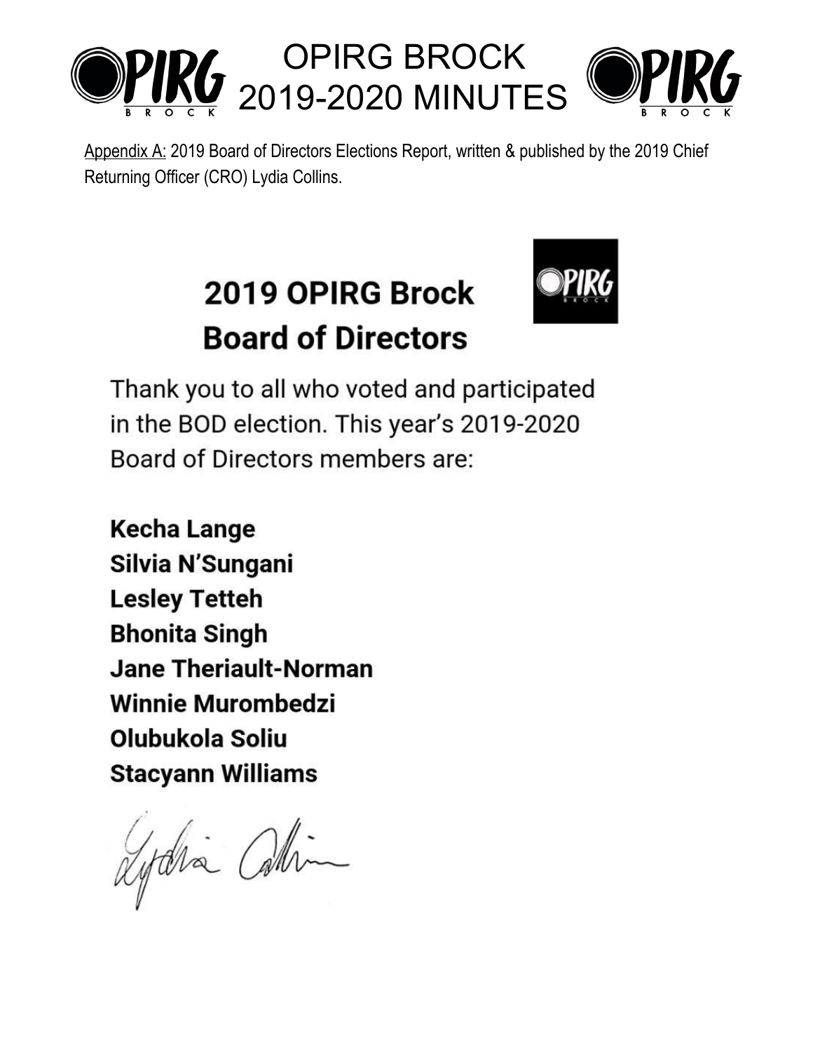Appendix A: 2019 Board of Directors Elections Report, written & published by the 2019 Chief Returning Officer (CRO) Lydia Collins.

# 2019 OPIRG Brock Board of Directors

Thank you to all who voted and participated in the BOD election. This year's 2019-2020 Board of Directors members are:

**Kecha Lange**
**Silvia N'Sungani**
**Lesley Tetteh**
**Bhonita Singh**
**Jane Theriault-Norman**
**Winnie Murombedzi**
**Olubukola Soliu**
**Stacyann Williams**

Lydia Collins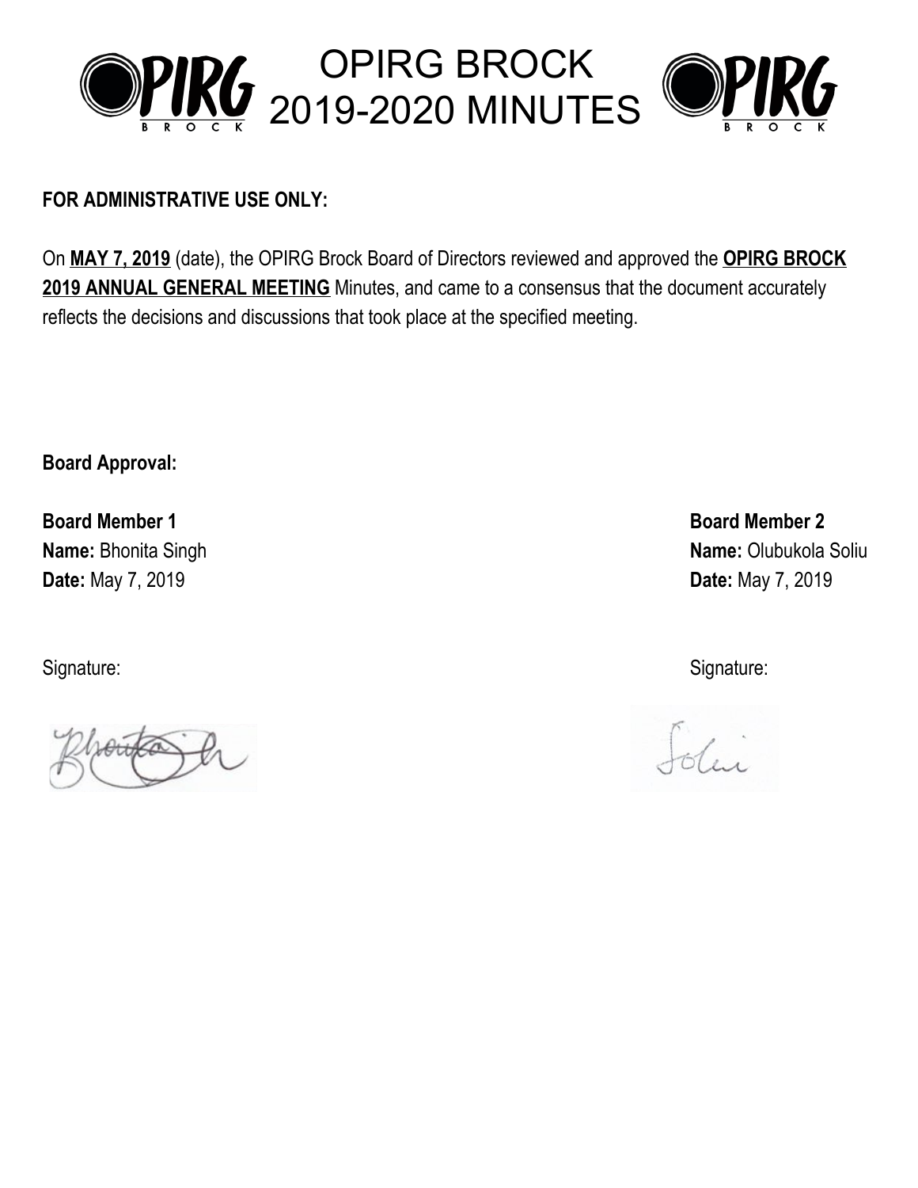# OPIRG BROCK 2019-2020 MINUTES

**FOR ADMINISTRATIVE USE ONLY:**

On **MAY 7, 2019** (date), the OPIRG Brock Board of Directors reviewed and approved the **OPIRG BROCK 2019 ANNUAL GENERAL MEETING** Minutes, and came to a consensus that the document accurately reflects the decisions and discussions that took place at the specified meeting.

**Board Approval:**

**Board Member 1**
**Name:** Bhonita Singh
**Date:** May 7, 2019

Signature:

**Board Member 2**
**Name:** Olubukola Soliu
**Date:** May 7, 2019

Signature: